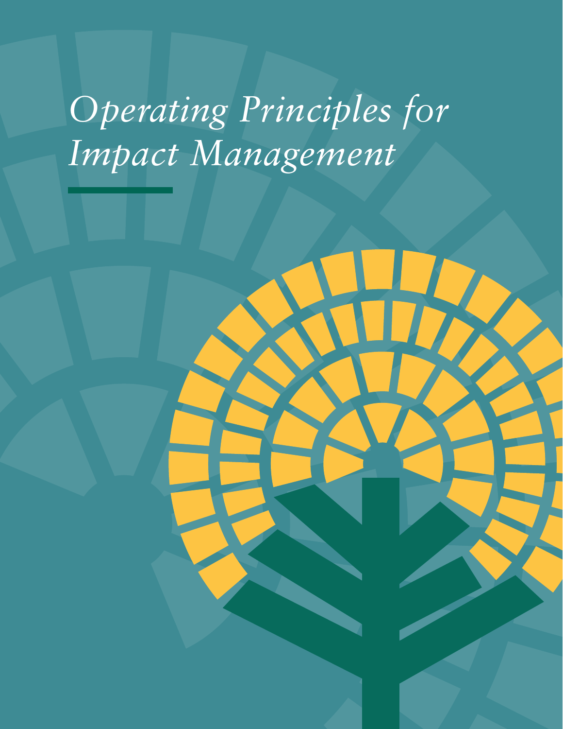# *Operating Principles for Impact Management*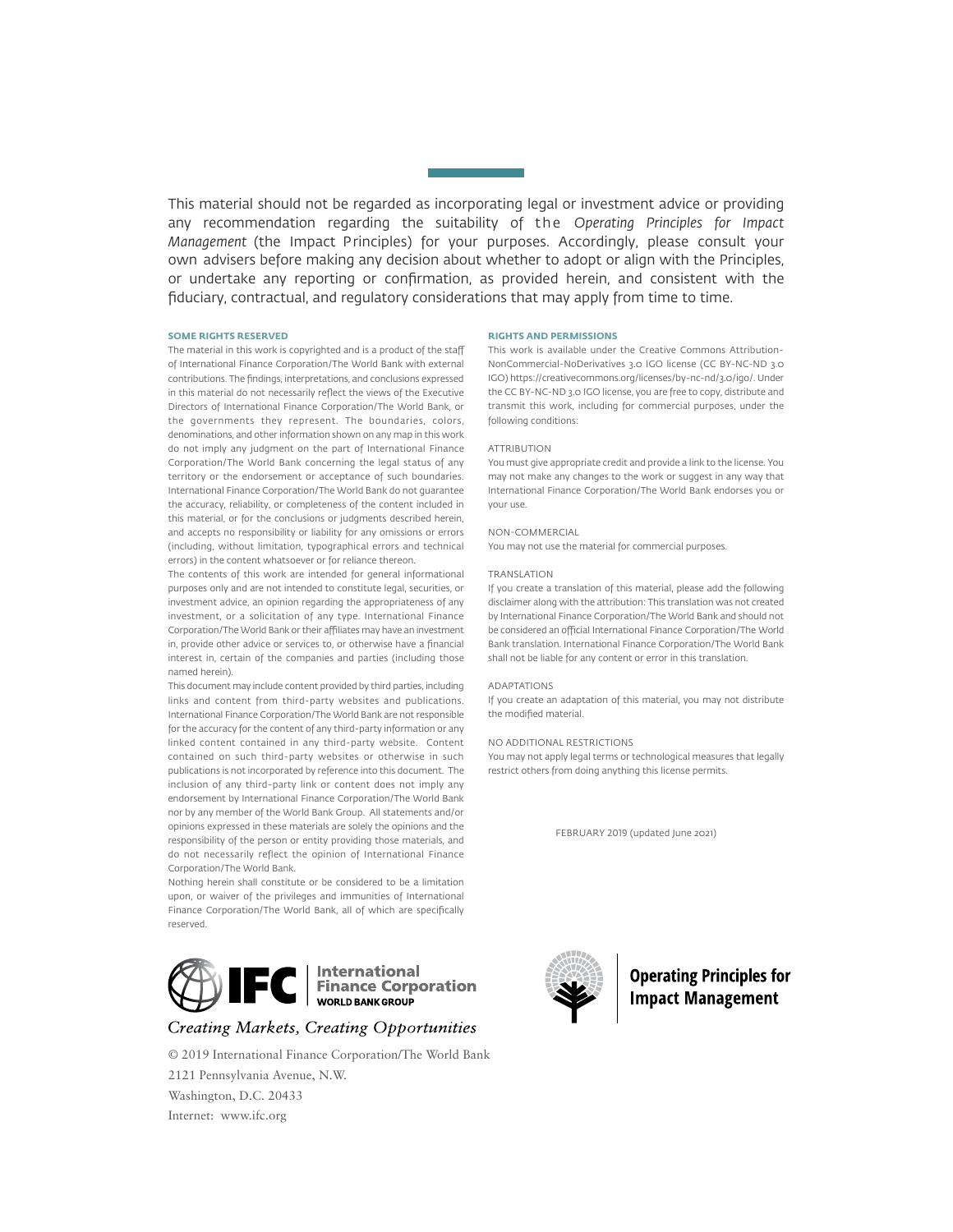This material should not be regarded as incorporating legal or investment advice or providing any recommendation regarding the suitability of the *Operating Principles for Impact Management* (the Impact Principles) for your purposes. Accordingly, please consult your own advisers before making any decision about whether to adopt or align with the Principles, or undertake any reporting or confirmation, as provided herein, and consistent with the fiduciary, contractual, and regulatory considerations that may apply from time to time.

**SOME RIGHTS RESERVED**

The material in this work is copyrighted and is a product of the staff of International Finance Corporation/The World Bank with external contributions. The findings, interpretations, and conclusions expressed in this material do not necessarily reflect the views of the Executive Directors of International Finance Corporation/The World Bank, or the governments they represent. The boundaries, colors, denominations, and other information shown on any map in this work do not imply any judgment on the part of International Finance Corporation/The World Bank concerning the legal status of any territory or the endorsement or acceptance of such boundaries. International Finance Corporation/The World Bank do not guarantee the accuracy, reliability, or completeness of the content included in this material, or for the conclusions or judgments described herein, and accepts no responsibility or liability for any omissions or errors (including, without limitation, typographical errors and technical errors) in the content whatsoever or for reliance thereon.

The contents of this work are intended for general informational purposes only and are not intended to constitute legal, securities, or investment advice, an opinion regarding the appropriateness of any investment, or a solicitation of any type. International Finance Corporation/The World Bank or their affiliates may have an investment in, provide other advice or services to, or otherwise have a financial interest in, certain of the companies and parties (including those named herein).

This document may include content provided by third parties, including links and content from third-party websites and publications. International Finance Corporation/The World Bank are not responsible for the accuracy for the content of any third-party information or any linked content contained in any third-party website. Content contained on such third-party websites or otherwise in such publications is not incorporated by reference into this document. The inclusion of any third-party link or content does not imply any endorsement by International Finance Corporation/The World Bank nor by any member of the World Bank Group. All statements and/or opinions expressed in these materials are solely the opinions and the responsibility of the person or entity providing those materials, and do not necessarily reflect the opinion of International Finance Corporation/The World Bank.

Nothing herein shall constitute or be considered to be a limitation upon, or waiver of the privileges and immunities of International Finance Corporation/The World Bank, all of which are specifically reserved.

**RIGHTS AND PERMISSIONS**

This work is available under the Creative Commons Attribution-NonCommercial-NoDerivatives 3.0 IGO license (CC BY-NC-ND 3.0 IGO) https://creativecommons.org/licenses/by-nc-nd/3.0/igo/. Under the CC BY-NC-ND 3.0 IGO license, you are free to copy, distribute and transmit this work, including for commercial purposes, under the following conditions:

ATTRIBUTION

You must give appropriate credit and provide a link to the license. You may not make any changes to the work or suggest in any way that International Finance Corporation/The World Bank endorses you or your use.

NON-COMMERCIAL

You may not use the material for commercial purposes.

TRANSLATION

If you create a translation of this material, please add the following disclaimer along with the attribution: This translation was not created by International Finance Corporation/The World Bank and should not be considered an official International Finance Corporation/The World Bank translation. International Finance Corporation/The World Bank shall not be liable for any content or error in this translation.

ADAPTATIONS

If you create an adaptation of this material, you may not distribute the modified material.

NO ADDITIONAL RESTRICTIONS

You may not apply legal terms or technological measures that legally restrict others from doing anything this license permits.

FEBRUARY 2019 (updated June 2021)

IFC | International Finance Corporation WORLD BANK GROUP

*Creating Markets, Creating Opportunities*

© 2019 International Finance Corporation/The World Bank
2121 Pennsylvania Avenue, N.W.
Washington, D.C. 20433
Internet: www.ifc.org

**Operating Principles for Impact Management**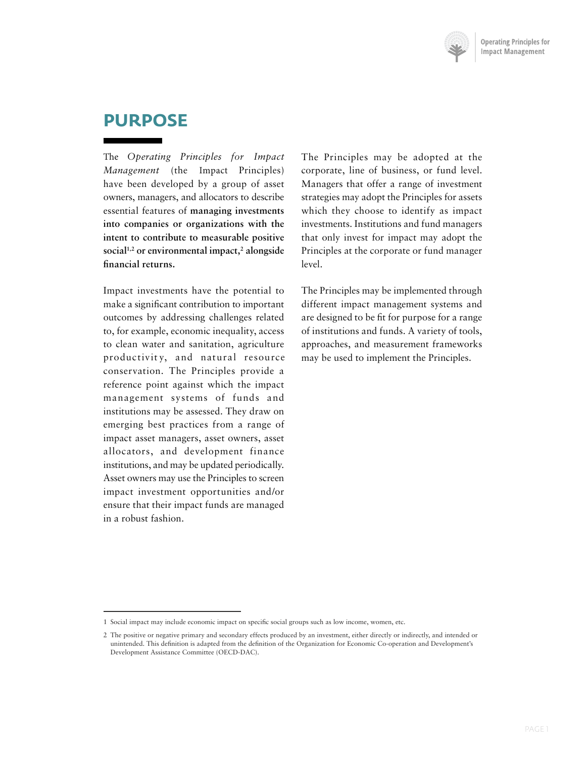# PURPOSE

The *Operating Principles for Impact Management* (the Impact Principles) have been developed by a group of asset owners, managers, and allocators to describe essential features of **managing investments into companies or organizations with the intent to contribute to measurable positive social[1,2] or environmental impact,[2] alongside financial returns.**

Impact investments have the potential to make a significant contribution to important outcomes by addressing challenges related to, for example, economic inequality, access to clean water and sanitation, agriculture productivity, and natural resource conservation. The Principles provide a reference point against which the impact management systems of funds and institutions may be assessed. They draw on emerging best practices from a range of impact asset managers, asset owners, asset allocators, and development finance institutions, and may be updated periodically. Asset owners may use the Principles to screen impact investment opportunities and/or ensure that their impact funds are managed in a robust fashion.

The Principles may be adopted at the corporate, line of business, or fund level. Managers that offer a range of investment strategies may adopt the Principles for assets which they choose to identify as impact investments. Institutions and fund managers that only invest for impact may adopt the Principles at the corporate or fund manager level.

The Principles may be implemented through different impact management systems and are designed to be fit for purpose for a range of institutions and funds. A variety of tools, approaches, and measurement frameworks may be used to implement the Principles.

---

1 Social impact may include economic impact on specific social groups such as low income, women, etc.

2 The positive or negative primary and secondary effects produced by an investment, either directly or indirectly, and intended or unintended. This definition is adapted from the definition of the Organization for Economic Co-operation and Development's Development Assistance Committee (OECD-DAC).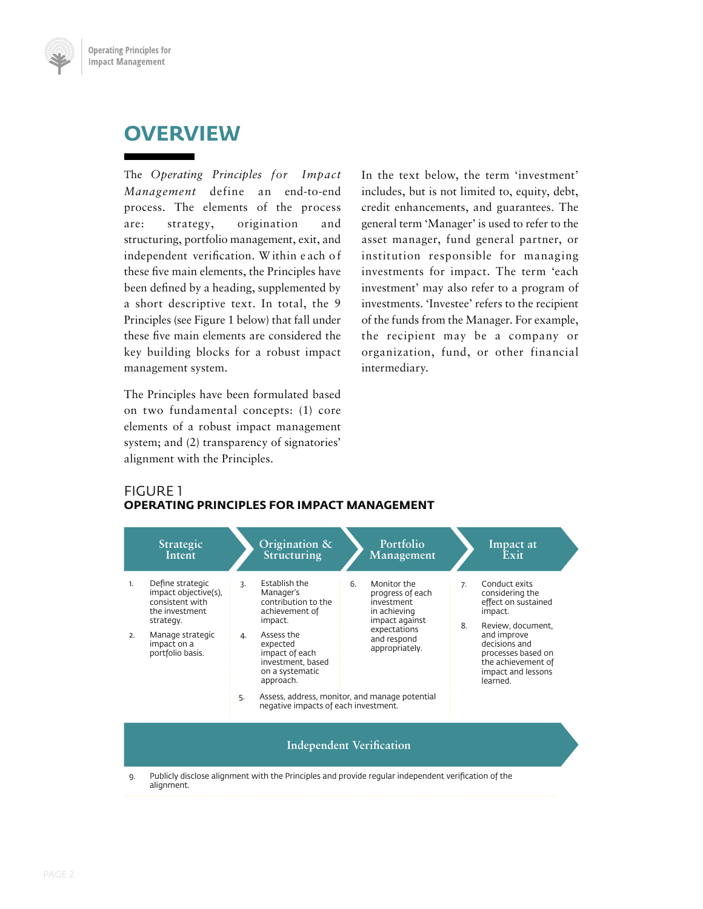# OVERVIEW

The *Operating Principles for Impact Management* define an end-to-end process. The elements of the process are: strategy, origination and structuring, portfolio management, exit, and independent verification. Within each of these five main elements, the Principles have been defined by a heading, supplemented by a short descriptive text. In total, the 9 Principles (see Figure 1 below) that fall under these five main elements are considered the key building blocks for a robust impact management system.

The Principles have been formulated based on two fundamental concepts: (1) core elements of a robust impact management system; and (2) transparency of signatories' alignment with the Principles.

In the text below, the term 'investment' includes, but is not limited to, equity, debt, credit enhancements, and guarantees. The general term 'Manager' is used to refer to the asset manager, fund general partner, or institution responsible for managing investments for impact. The term 'each investment' may also refer to a program of investments. 'Investee' refers to the recipient of the funds from the Manager. For example, the recipient may be a company or organization, fund, or other financial intermediary.

FIGURE 1
**OPERATING PRINCIPLES FOR IMPACT MANAGEMENT**

| Strategic Intent | Origination & Structuring | Portfolio Management | Impact at Exit |
|---|---|---|---|
| 1. Define strategic impact objective(s), consistent with the investment strategy. | 3. Establish the Manager's contribution to the achievement of impact. | 6. Monitor the progress of each investment in achieving impact against expectations and respond appropriately. | 7. Conduct exits considering the effect on sustained impact. |
| 2. Manage strategic impact on a portfolio basis. | 4. Assess the expected impact of each investment, based on a systematic approach. | | 8. Review, document, and improve decisions and processes based on the achievement of impact and lessons learned. |
| | 5. Assess, address, monitor, and manage potential negative impacts of each investment. | | |

**Independent Verification**

9. Publicly disclose alignment with the Principles and provide regular independent verification of the alignment.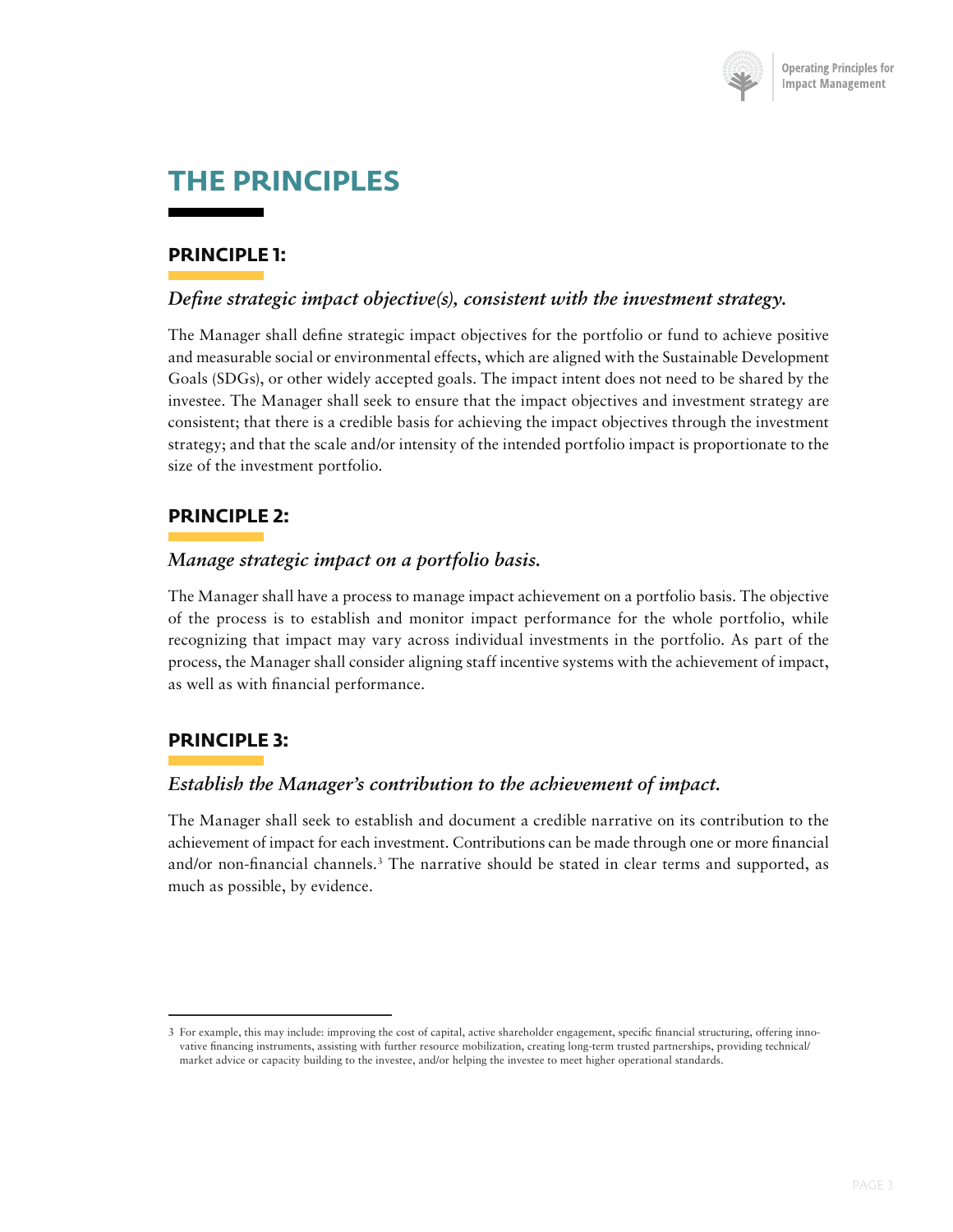# THE PRINCIPLES

## PRINCIPLE 1:

### *Define strategic impact objective(s), consistent with the investment strategy.*

The Manager shall define strategic impact objectives for the portfolio or fund to achieve positive and measurable social or environmental effects, which are aligned with the Sustainable Development Goals (SDGs), or other widely accepted goals. The impact intent does not need to be shared by the investee. The Manager shall seek to ensure that the impact objectives and investment strategy are consistent; that there is a credible basis for achieving the impact objectives through the investment strategy; and that the scale and/or intensity of the intended portfolio impact is proportionate to the size of the investment portfolio.

## PRINCIPLE 2:

### *Manage strategic impact on a portfolio basis.*

The Manager shall have a process to manage impact achievement on a portfolio basis. The objective of the process is to establish and monitor impact performance for the whole portfolio, while recognizing that impact may vary across individual investments in the portfolio. As part of the process, the Manager shall consider aligning staff incentive systems with the achievement of impact, as well as with financial performance.

## PRINCIPLE 3:

### *Establish the Manager's contribution to the achievement of impact.*

The Manager shall seek to establish and document a credible narrative on its contribution to the achievement of impact for each investment. Contributions can be made through one or more financial and/or non-financial channels.[3] The narrative should be stated in clear terms and supported, as much as possible, by evidence.

---

3 For example, this may include: improving the cost of capital, active shareholder engagement, specific financial structuring, offering innovative financing instruments, assisting with further resource mobilization, creating long-term trusted partnerships, providing technical/market advice or capacity building to the investee, and/or helping the investee to meet higher operational standards.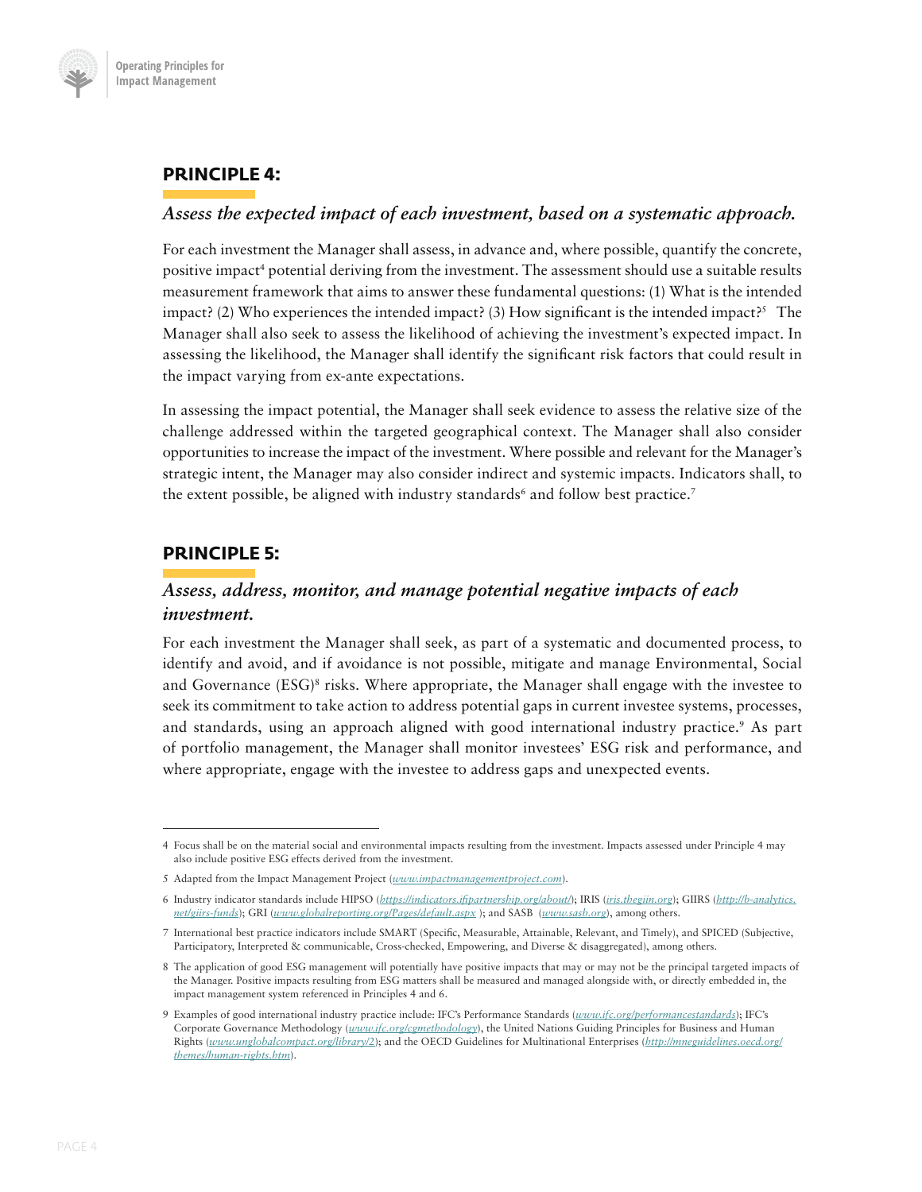## PRINCIPLE 4:

*Assess the expected impact of each investment, based on a systematic approach.*

For each investment the Manager shall assess, in advance and, where possible, quantify the concrete, positive impact[4] potential deriving from the investment. The assessment should use a suitable results measurement framework that aims to answer these fundamental questions: (1) What is the intended impact? (2) Who experiences the intended impact? (3) How significant is the intended impact?[5] The Manager shall also seek to assess the likelihood of achieving the investment's expected impact. In assessing the likelihood, the Manager shall identify the significant risk factors that could result in the impact varying from ex-ante expectations.

In assessing the impact potential, the Manager shall seek evidence to assess the relative size of the challenge addressed within the targeted geographical context. The Manager shall also consider opportunities to increase the impact of the investment. Where possible and relevant for the Manager's strategic intent, the Manager may also consider indirect and systemic impacts. Indicators shall, to the extent possible, be aligned with industry standards[6] and follow best practice.[7]

## PRINCIPLE 5:

*Assess, address, monitor, and manage potential negative impacts of each investment.*

For each investment the Manager shall seek, as part of a systematic and documented process, to identify and avoid, and if avoidance is not possible, mitigate and manage Environmental, Social and Governance (ESG)[8] risks. Where appropriate, the Manager shall engage with the investee to seek its commitment to take action to address potential gaps in current investee systems, processes, and standards, using an approach aligned with good international industry practice.[9] As part of portfolio management, the Manager shall monitor investees' ESG risk and performance, and where appropriate, engage with the investee to address gaps and unexpected events.

---

4 Focus shall be on the material social and environmental impacts resulting from the investment. Impacts assessed under Principle 4 may also include positive ESG effects derived from the investment.

5 Adapted from the Impact Management Project (*www.impactmanagementproject.com*).

6 Industry indicator standards include HIPSO (*https://indicators.ifipartnership.org/about/*); IRIS (*iris.thegiin.org*); GIIRS (*http://b-analytics.net/giirs-funds*); GRI (*www.globalreporting.org/Pages/default.aspx* ); and SASB (*www.sasb.org*), among others.

7 International best practice indicators include SMART (Specific, Measurable, Attainable, Relevant, and Timely), and SPICED (Subjective, Participatory, Interpreted & communicable, Cross-checked, Empowering, and Diverse & disaggregated), among others.

8 The application of good ESG management will potentially have positive impacts that may or may not be the principal targeted impacts of the Manager. Positive impacts resulting from ESG matters shall be measured and managed alongside with, or directly embedded in, the impact management system referenced in Principles 4 and 6.

9 Examples of good international industry practice include: IFC's Performance Standards (*www.ifc.org/performancestandards*); IFC's Corporate Governance Methodology (*www.ifc.org/cgmethodology*), the United Nations Guiding Principles for Business and Human Rights (*www.unglobalcompact.org/library/2*); and the OECD Guidelines for Multinational Enterprises (*http://mneguidelines.oecd.org/themes/human-rights.htm*).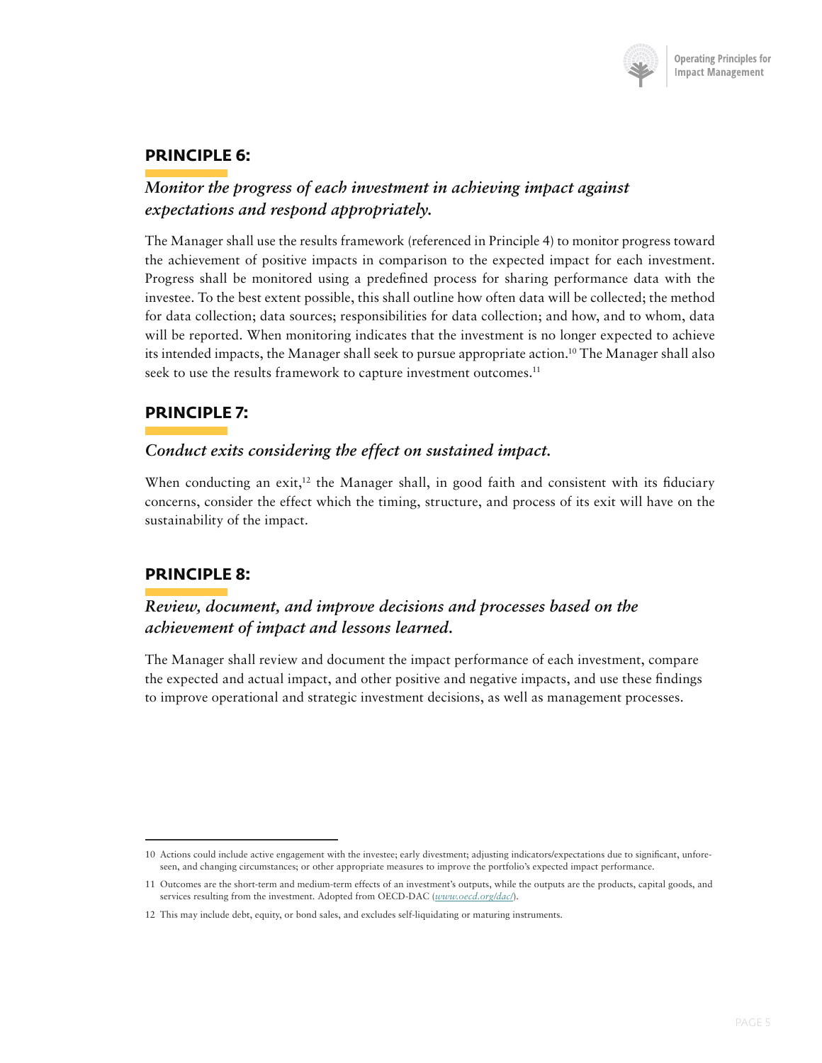## PRINCIPLE 6:

### *Monitor the progress of each investment in achieving impact against expectations and respond appropriately.*

The Manager shall use the results framework (referenced in Principle 4) to monitor progress toward the achievement of positive impacts in comparison to the expected impact for each investment. Progress shall be monitored using a predefined process for sharing performance data with the investee. To the best extent possible, this shall outline how often data will be collected; the method for data collection; data sources; responsibilities for data collection; and how, and to whom, data will be reported. When monitoring indicates that the investment is no longer expected to achieve its intended impacts, the Manager shall seek to pursue appropriate action.[10] The Manager shall also seek to use the results framework to capture investment outcomes.[11]

## PRINCIPLE 7:

### *Conduct exits considering the effect on sustained impact.*

When conducting an exit,[12] the Manager shall, in good faith and consistent with its fiduciary concerns, consider the effect which the timing, structure, and process of its exit will have on the sustainability of the impact.

## PRINCIPLE 8:

### *Review, document, and improve decisions and processes based on the achievement of impact and lessons learned.*

The Manager shall review and document the impact performance of each investment, compare the expected and actual impact, and other positive and negative impacts, and use these findings to improve operational and strategic investment decisions, as well as management processes.

---

10 Actions could include active engagement with the investee; early divestment; adjusting indicators/expectations due to significant, unforeseen, and changing circumstances; or other appropriate measures to improve the portfolio's expected impact performance.

11 Outcomes are the short-term and medium-term effects of an investment's outputs, while the outputs are the products, capital goods, and services resulting from the investment. Adopted from OECD-DAC (*www.oecd.org/dac/*).

12 This may include debt, equity, or bond sales, and excludes self-liquidating or maturing instruments.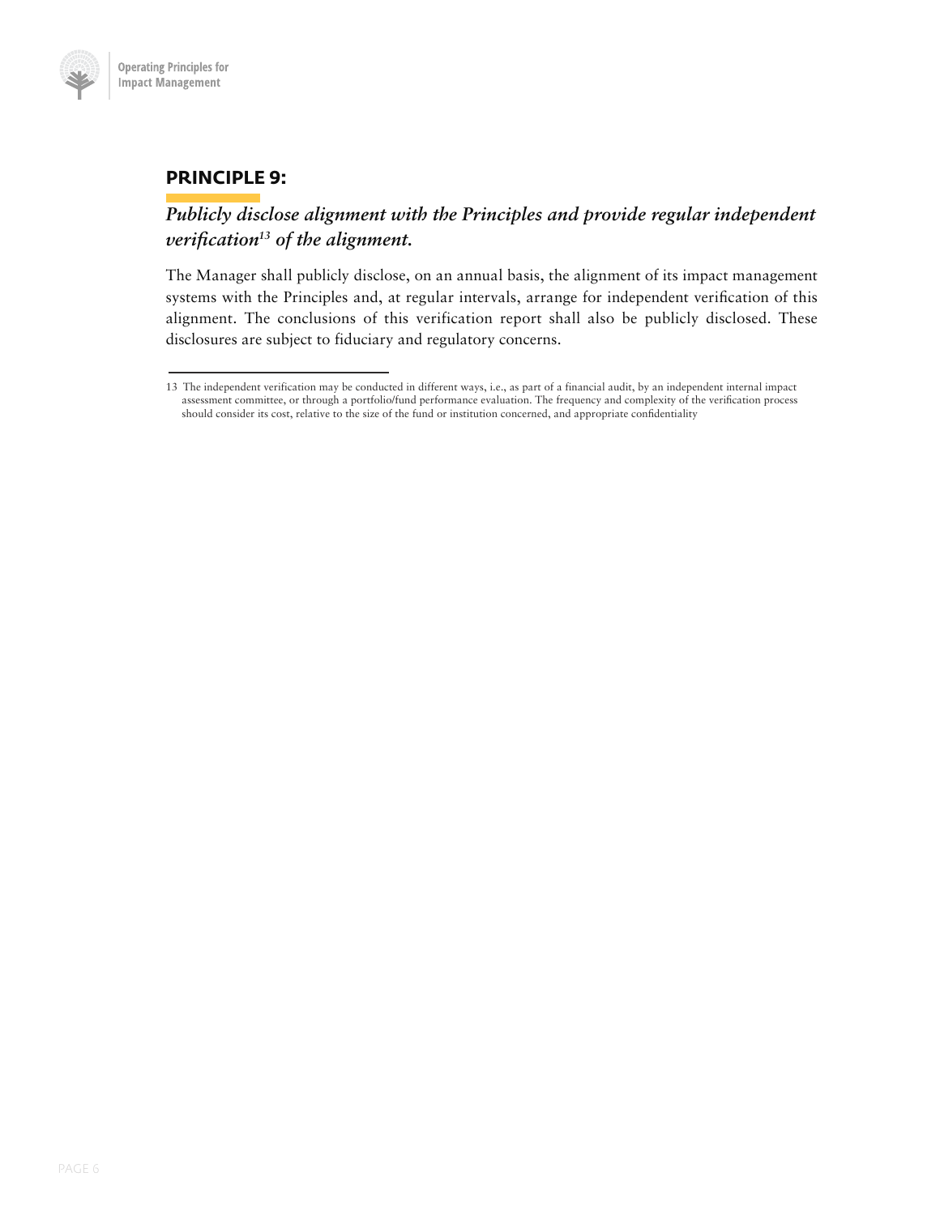## PRINCIPLE 9:

***Publicly disclose alignment with the Principles and provide regular independent verification[13] of the alignment.***

The Manager shall publicly disclose, on an annual basis, the alignment of its impact management systems with the Principles and, at regular intervals, arrange for independent verification of this alignment. The conclusions of this verification report shall also be publicly disclosed. These disclosures are subject to fiduciary and regulatory concerns.

---

13 The independent verification may be conducted in different ways, i.e., as part of a financial audit, by an independent internal impact assessment committee, or through a portfolio/fund performance evaluation. The frequency and complexity of the verification process should consider its cost, relative to the size of the fund or institution concerned, and appropriate confidentiality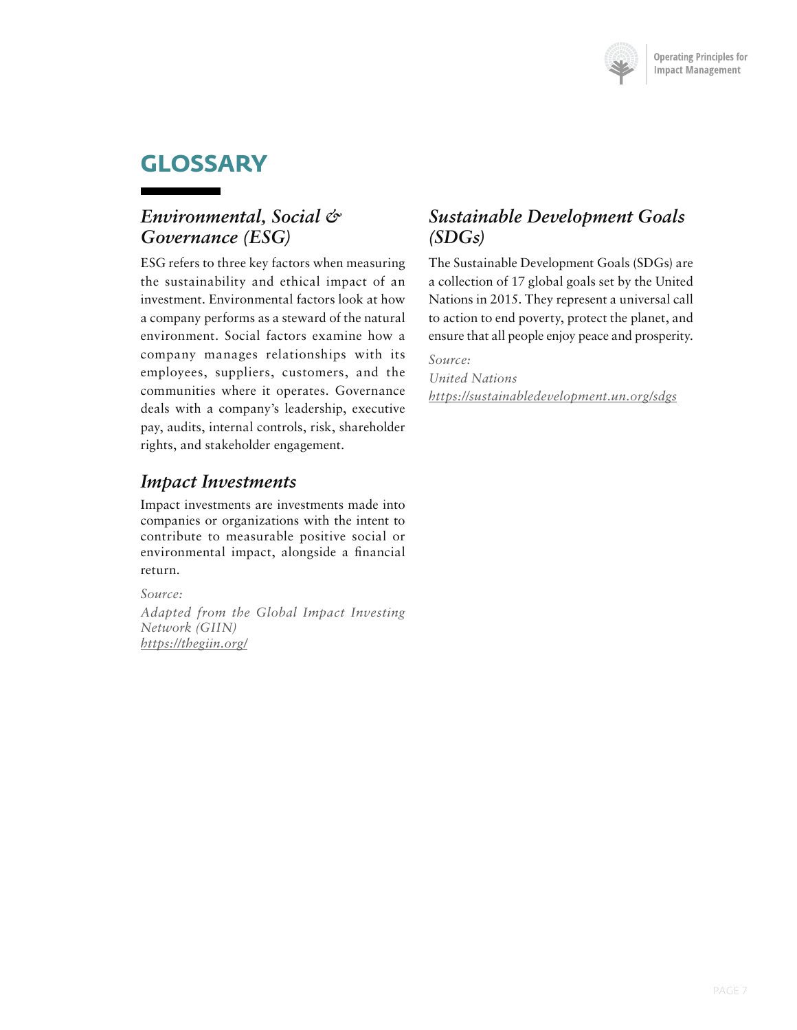# GLOSSARY

## *Environmental, Social & Governance (ESG)*

ESG refers to three key factors when measuring the sustainability and ethical impact of an investment. Environmental factors look at how a company performs as a steward of the natural environment. Social factors examine how a company manages relationships with its employees, suppliers, customers, and the communities where it operates. Governance deals with a company's leadership, executive pay, audits, internal controls, risk, shareholder rights, and stakeholder engagement.

## *Impact Investments*

Impact investments are investments made into companies or organizations with the intent to contribute to measurable positive social or environmental impact, alongside a financial return.

*Source:*
*Adapted from the Global Impact Investing Network (GIIN)*
*https://thegiin.org/*

## *Sustainable Development Goals (SDGs)*

The Sustainable Development Goals (SDGs) are a collection of 17 global goals set by the United Nations in 2015. They represent a universal call to action to end poverty, protect the planet, and ensure that all people enjoy peace and prosperity.

*Source:*
*United Nations*
*https://sustainabledevelopment.un.org/sdgs*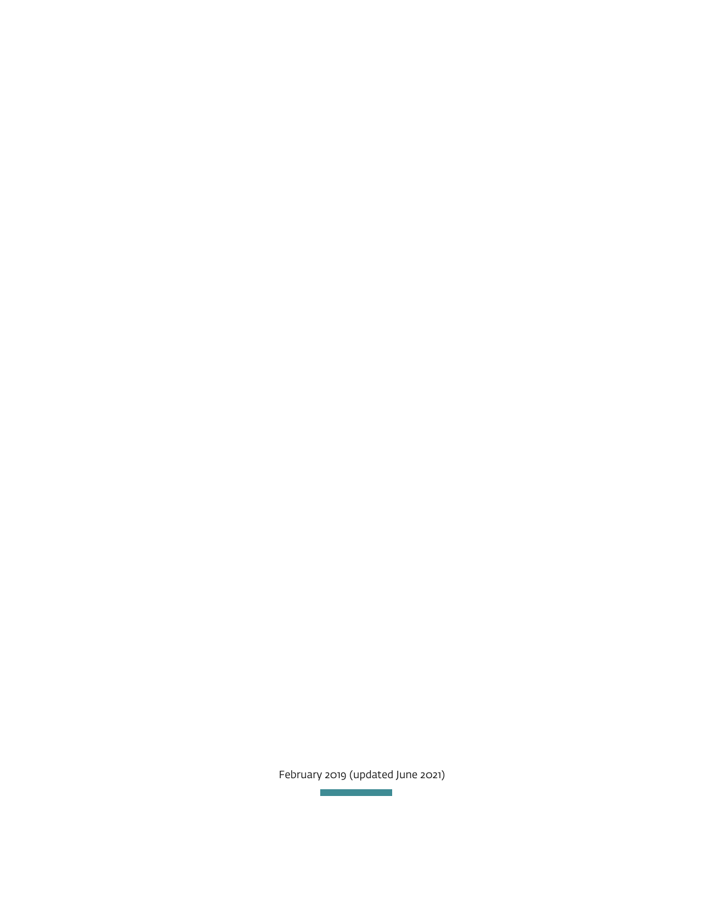February 2019 (updated June 2021)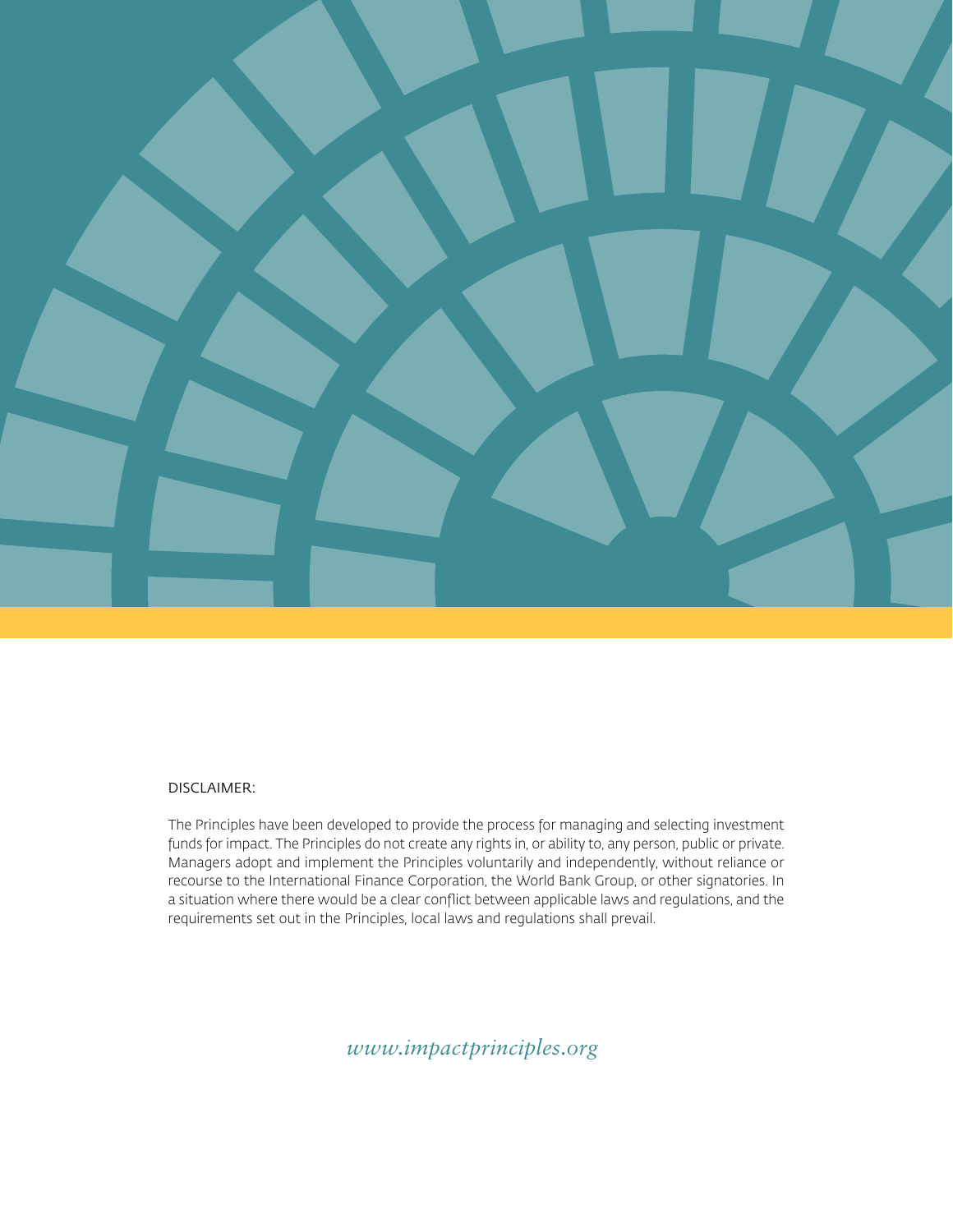DISCLAIMER:

The Principles have been developed to provide the process for managing and selecting investment funds for impact. The Principles do not create any rights in, or ability to, any person, public or private. Managers adopt and implement the Principles voluntarily and independently, without reliance or recourse to the International Finance Corporation, the World Bank Group, or other signatories. In a situation where there would be a clear conflict between applicable laws and regulations, and the requirements set out in the Principles, local laws and regulations shall prevail.

*www.impactprinciples.org*